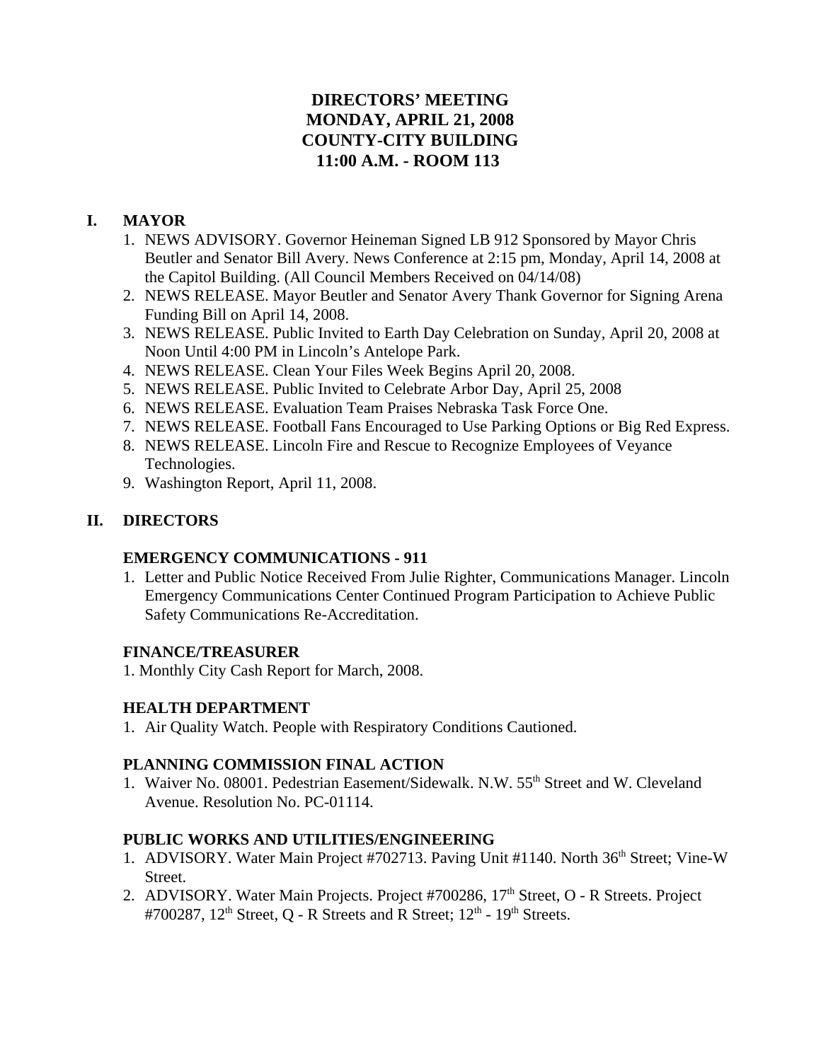# DIRECTORS' MEETING
# MONDAY, APRIL 21, 2008
# COUNTY-CITY BUILDING
# 11:00 A.M. - ROOM 113

## I. MAYOR

1. NEWS ADVISORY. Governor Heineman Signed LB 912 Sponsored by Mayor Chris Beutler and Senator Bill Avery. News Conference at 2:15 pm, Monday, April 14, 2008 at the Capitol Building. (All Council Members Received on 04/14/08)
2. NEWS RELEASE. Mayor Beutler and Senator Avery Thank Governor for Signing Arena Funding Bill on April 14, 2008.
3. NEWS RELEASE. Public Invited to Earth Day Celebration on Sunday, April 20, 2008 at Noon Until 4:00 PM in Lincoln's Antelope Park.
4. NEWS RELEASE. Clean Your Files Week Begins April 20, 2008.
5. NEWS RELEASE. Public Invited to Celebrate Arbor Day, April 25, 2008
6. NEWS RELEASE. Evaluation Team Praises Nebraska Task Force One.
7. NEWS RELEASE. Football Fans Encouraged to Use Parking Options or Big Red Express.
8. NEWS RELEASE. Lincoln Fire and Rescue to Recognize Employees of Veyance Technologies.
9. Washington Report, April 11, 2008.

## II. DIRECTORS

### EMERGENCY COMMUNICATIONS - 911

1. Letter and Public Notice Received From Julie Righter, Communications Manager. Lincoln Emergency Communications Center Continued Program Participation to Achieve Public Safety Communications Re-Accreditation.

### FINANCE/TREASURER

1. Monthly City Cash Report for March, 2008.

### HEALTH DEPARTMENT

1. Air Quality Watch. People with Respiratory Conditions Cautioned.

### PLANNING COMMISSION FINAL ACTION

1. Waiver No. 08001. Pedestrian Easement/Sidewalk. N.W. 55th Street and W. Cleveland Avenue. Resolution No. PC-01114.

### PUBLIC WORKS AND UTILITIES/ENGINEERING

1. ADVISORY. Water Main Project #702713. Paving Unit #1140. North 36th Street; Vine-W Street.
2. ADVISORY. Water Main Projects. Project #700286, 17th Street, O - R Streets. Project #700287, 12th Street, Q - R Streets and R Street; 12th - 19th Streets.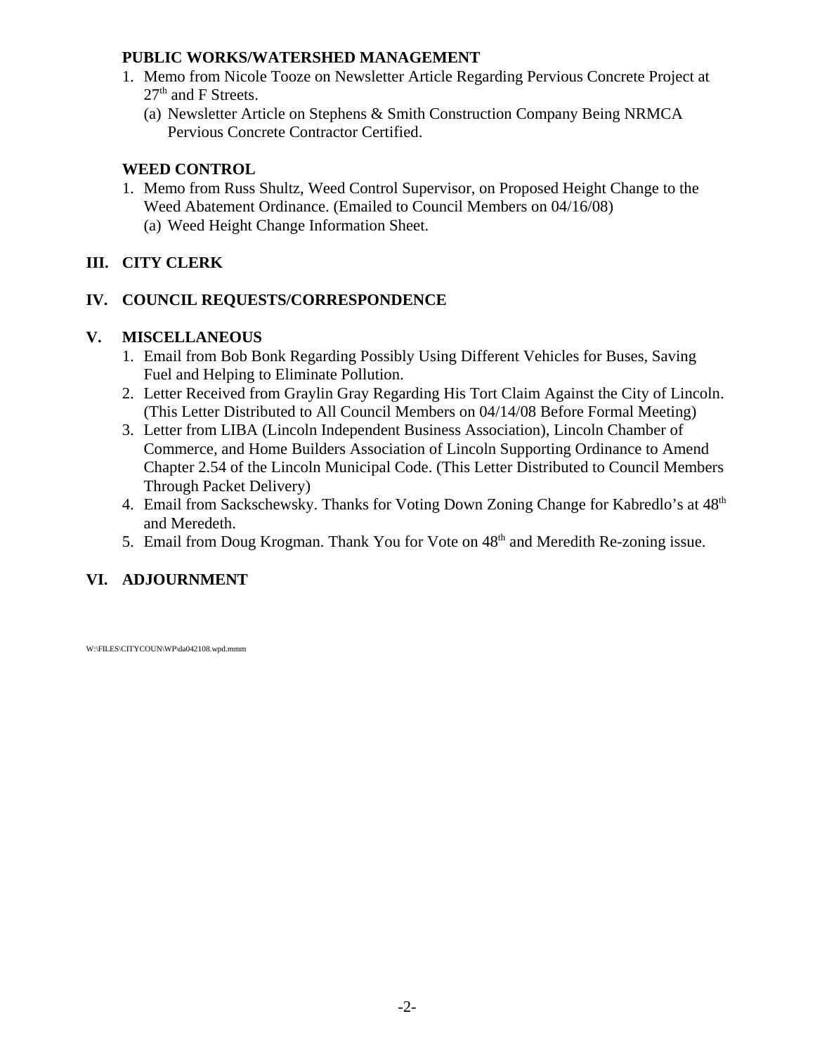**PUBLIC WORKS/WATERSHED MANAGEMENT**

1. Memo from Nicole Tooze on Newsletter Article Regarding Pervious Concrete Project at 27th and F Streets.
   (a) Newsletter Article on Stephens & Smith Construction Company Being NRMCA Pervious Concrete Contractor Certified.

**WEED CONTROL**

1. Memo from Russ Shultz, Weed Control Supervisor, on Proposed Height Change to the Weed Abatement Ordinance. (Emailed to Council Members on 04/16/08)
   (a) Weed Height Change Information Sheet.

## III. CITY CLERK

## IV. COUNCIL REQUESTS/CORRESPONDENCE

## V. MISCELLANEOUS

1. Email from Bob Bonk Regarding Possibly Using Different Vehicles for Buses, Saving Fuel and Helping to Eliminate Pollution.
2. Letter Received from Graylin Gray Regarding His Tort Claim Against the City of Lincoln. (This Letter Distributed to All Council Members on 04/14/08 Before Formal Meeting)
3. Letter from LIBA (Lincoln Independent Business Association), Lincoln Chamber of Commerce, and Home Builders Association of Lincoln Supporting Ordinance to Amend Chapter 2.54 of the Lincoln Municipal Code. (This Letter Distributed to Council Members Through Packet Delivery)
4. Email from Sackschewsky. Thanks for Voting Down Zoning Change for Kabredlo's at 48th and Meredeth.
5. Email from Doug Krogman. Thank You for Vote on 48th and Meredith Re-zoning issue.

## VI. ADJOURNMENT

W:\FILES\CITYCOUN\WP\da042108.wpd.mmm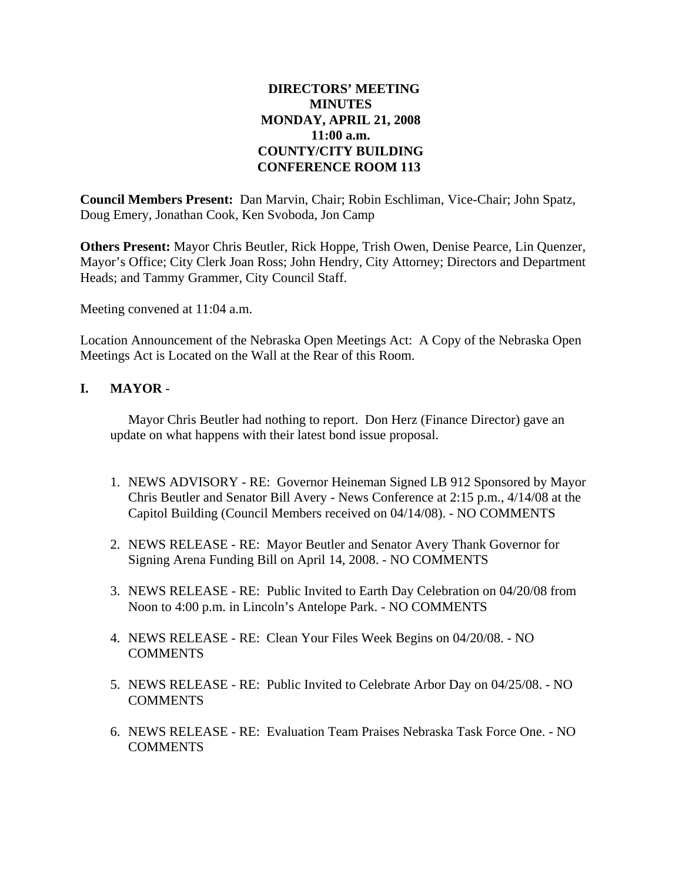**DIRECTORS' MEETING**
**MINUTES**
**MONDAY, APRIL 21, 2008**
**11:00 a.m.**
**COUNTY/CITY BUILDING**
**CONFERENCE ROOM 113**

**Council Members Present:** Dan Marvin, Chair; Robin Eschliman, Vice-Chair; John Spatz, Doug Emery, Jonathan Cook, Ken Svoboda, Jon Camp

**Others Present:** Mayor Chris Beutler, Rick Hoppe, Trish Owen, Denise Pearce, Lin Quenzer, Mayor's Office; City Clerk Joan Ross; John Hendry, City Attorney; Directors and Department Heads; and Tammy Grammer, City Council Staff.

Meeting convened at 11:04 a.m.

Location Announcement of the Nebraska Open Meetings Act: A Copy of the Nebraska Open Meetings Act is Located on the Wall at the Rear of this Room.

## I. MAYOR -

Mayor Chris Beutler had nothing to report. Don Herz (Finance Director) gave an update on what happens with their latest bond issue proposal.

1. NEWS ADVISORY - RE: Governor Heineman Signed LB 912 Sponsored by Mayor Chris Beutler and Senator Bill Avery - News Conference at 2:15 p.m., 4/14/08 at the Capitol Building (Council Members received on 04/14/08). - NO COMMENTS
2. NEWS RELEASE - RE: Mayor Beutler and Senator Avery Thank Governor for Signing Arena Funding Bill on April 14, 2008. - NO COMMENTS
3. NEWS RELEASE - RE: Public Invited to Earth Day Celebration on 04/20/08 from Noon to 4:00 p.m. in Lincoln's Antelope Park. - NO COMMENTS
4. NEWS RELEASE - RE: Clean Your Files Week Begins on 04/20/08. - NO COMMENTS
5. NEWS RELEASE - RE: Public Invited to Celebrate Arbor Day on 04/25/08. - NO COMMENTS
6. NEWS RELEASE - RE: Evaluation Team Praises Nebraska Task Force One. - NO COMMENTS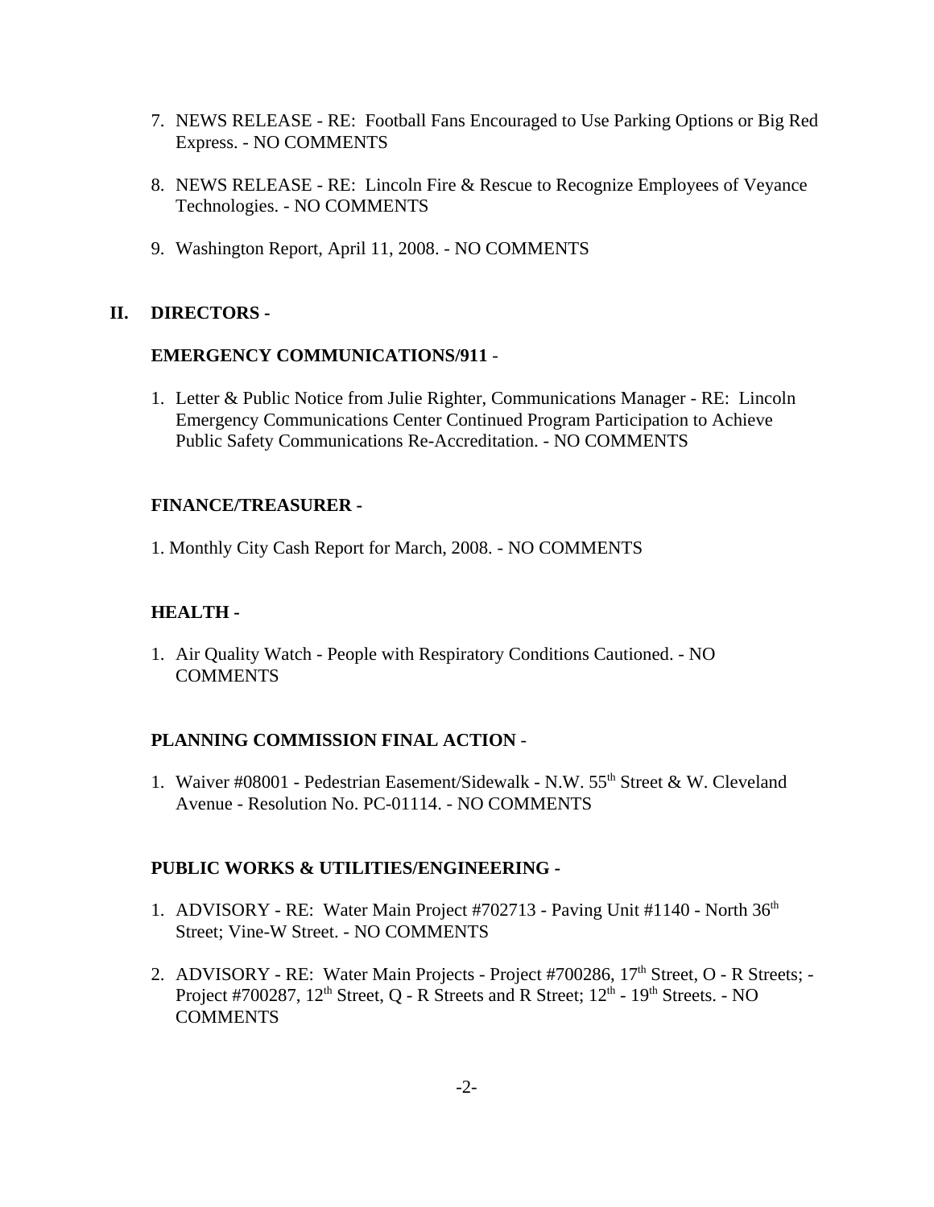7. NEWS RELEASE - RE: Football Fans Encouraged to Use Parking Options or Big Red Express. - NO COMMENTS

8. NEWS RELEASE - RE: Lincoln Fire & Rescue to Recognize Employees of Veyance Technologies. - NO COMMENTS

9. Washington Report, April 11, 2008. - NO COMMENTS

## II. DIRECTORS -

**EMERGENCY COMMUNICATIONS/911** -

1. Letter & Public Notice from Julie Righter, Communications Manager - RE: Lincoln Emergency Communications Center Continued Program Participation to Achieve Public Safety Communications Re-Accreditation. - NO COMMENTS

**FINANCE/TREASURER -**

1. Monthly City Cash Report for March, 2008. - NO COMMENTS

**HEALTH -**

1. Air Quality Watch - People with Respiratory Conditions Cautioned. - NO COMMENTS

**PLANNING COMMISSION FINAL ACTION** -

1. Waiver #08001 - Pedestrian Easement/Sidewalk - N.W. 55th Street & W. Cleveland Avenue - Resolution No. PC-01114. - NO COMMENTS

**PUBLIC WORKS & UTILITIES/ENGINEERING -**

1. ADVISORY - RE: Water Main Project #702713 - Paving Unit #1140 - North 36th Street; Vine-W Street. - NO COMMENTS

2. ADVISORY - RE: Water Main Projects - Project #700286, 17th Street, O - R Streets; - Project #700287, 12th Street, Q - R Streets and R Street; 12th - 19th Streets. - NO COMMENTS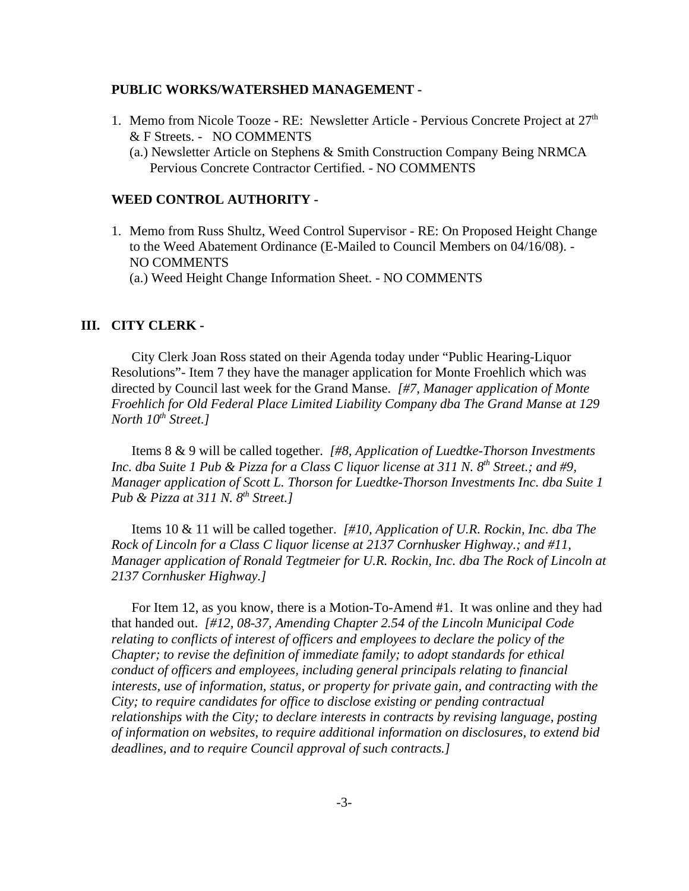**PUBLIC WORKS/WATERSHED MANAGEMENT -**

1. Memo from Nicole Tooze - RE: Newsletter Article - Pervious Concrete Project at 27th & F Streets. - NO COMMENTS
   (a.) Newsletter Article on Stephens & Smith Construction Company Being NRMCA Pervious Concrete Contractor Certified. - NO COMMENTS

**WEED CONTROL AUTHORITY -**

1. Memo from Russ Shultz, Weed Control Supervisor - RE: On Proposed Height Change to the Weed Abatement Ordinance (E-Mailed to Council Members on 04/16/08). - NO COMMENTS
   (a.) Weed Height Change Information Sheet. - NO COMMENTS

## III. CITY CLERK -

City Clerk Joan Ross stated on their Agenda today under "Public Hearing-Liquor Resolutions"- Item 7 they have the manager application for Monte Froehlich which was directed by Council last week for the Grand Manse. *[#7, Manager application of Monte Froehlich for Old Federal Place Limited Liability Company dba The Grand Manse at 129 North 10th Street.]*

Items 8 & 9 will be called together. *[#8, Application of Luedtke-Thorson Investments Inc. dba Suite 1 Pub & Pizza for a Class C liquor license at 311 N. 8th Street.; and #9, Manager application of Scott L. Thorson for Luedtke-Thorson Investments Inc. dba Suite 1 Pub & Pizza at 311 N. 8th Street.]*

Items 10 & 11 will be called together. *[#10, Application of U.R. Rockin, Inc. dba The Rock of Lincoln for a Class C liquor license at 2137 Cornhusker Highway.; and #11, Manager application of Ronald Tegtmeier for U.R. Rockin, Inc. dba The Rock of Lincoln at 2137 Cornhusker Highway.]*

For Item 12, as you know, there is a Motion-To-Amend #1. It was online and they had that handed out. *[#12, 08-37, Amending Chapter 2.54 of the Lincoln Municipal Code relating to conflicts of interest of officers and employees to declare the policy of the Chapter; to revise the definition of immediate family; to adopt standards for ethical conduct of officers and employees, including general principals relating to financial interests, use of information, status, or property for private gain, and contracting with the City; to require candidates for office to disclose existing or pending contractual relationships with the City; to declare interests in contracts by revising language, posting of information on websites, to require additional information on disclosures, to extend bid deadlines, and to require Council approval of such contracts.]*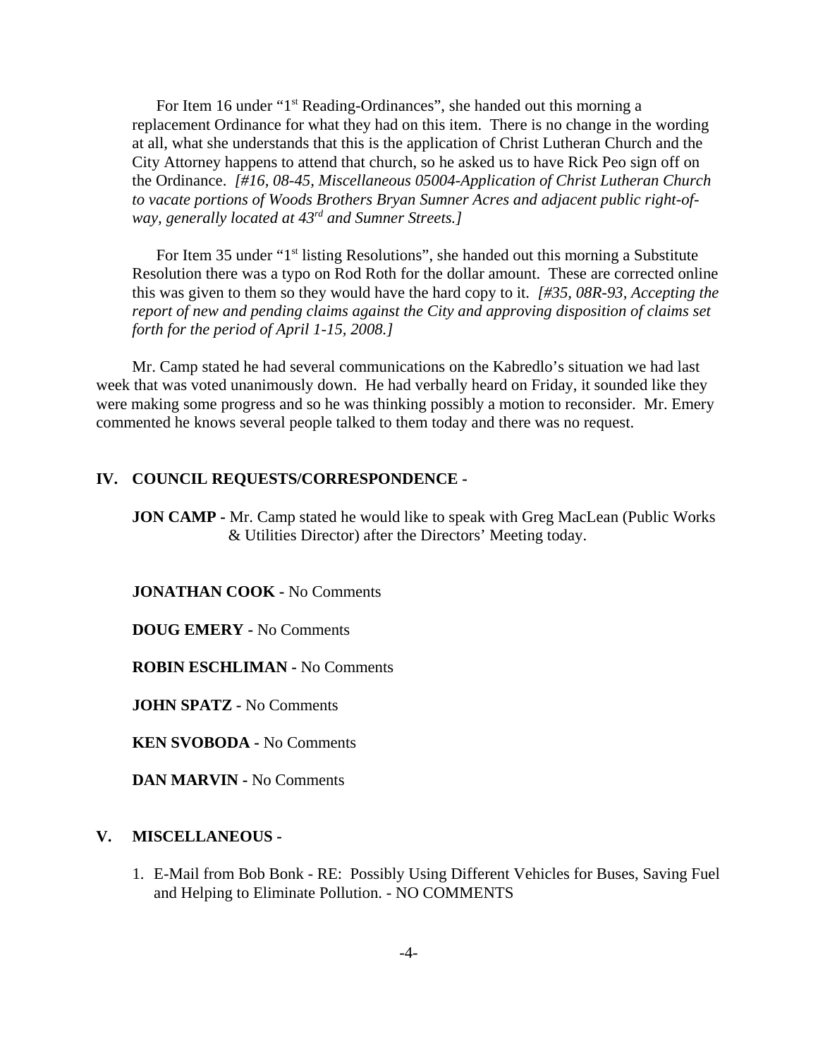For Item 16 under "1st Reading-Ordinances", she handed out this morning a replacement Ordinance for what they had on this item. There is no change in the wording at all, what she understands that this is the application of Christ Lutheran Church and the City Attorney happens to attend that church, so he asked us to have Rick Peo sign off on the Ordinance. *[#16, 08-45, Miscellaneous 05004-Application of Christ Lutheran Church to vacate portions of Woods Brothers Bryan Sumner Acres and adjacent public right-of-way, generally located at 43rd and Sumner Streets.]*

For Item 35 under "1st listing Resolutions", she handed out this morning a Substitute Resolution there was a typo on Rod Roth for the dollar amount. These are corrected online this was given to them so they would have the hard copy to it. *[#35, 08R-93, Accepting the report of new and pending claims against the City and approving disposition of claims set forth for the period of April 1-15, 2008.]*

Mr. Camp stated he had several communications on the Kabredlo's situation we had last week that was voted unanimously down. He had verbally heard on Friday, it sounded like they were making some progress and so he was thinking possibly a motion to reconsider. Mr. Emery commented he knows several people talked to them today and there was no request.

## IV. COUNCIL REQUESTS/CORRESPONDENCE -

**JON CAMP -** Mr. Camp stated he would like to speak with Greg MacLean (Public Works & Utilities Director) after the Directors' Meeting today.

**JONATHAN COOK -** No Comments

**DOUG EMERY -** No Comments

**ROBIN ESCHLIMAN -** No Comments

**JOHN SPATZ -** No Comments

**KEN SVOBODA -** No Comments

**DAN MARVIN -** No Comments

## V. MISCELLANEOUS -

1. E-Mail from Bob Bonk - RE: Possibly Using Different Vehicles for Buses, Saving Fuel and Helping to Eliminate Pollution. - NO COMMENTS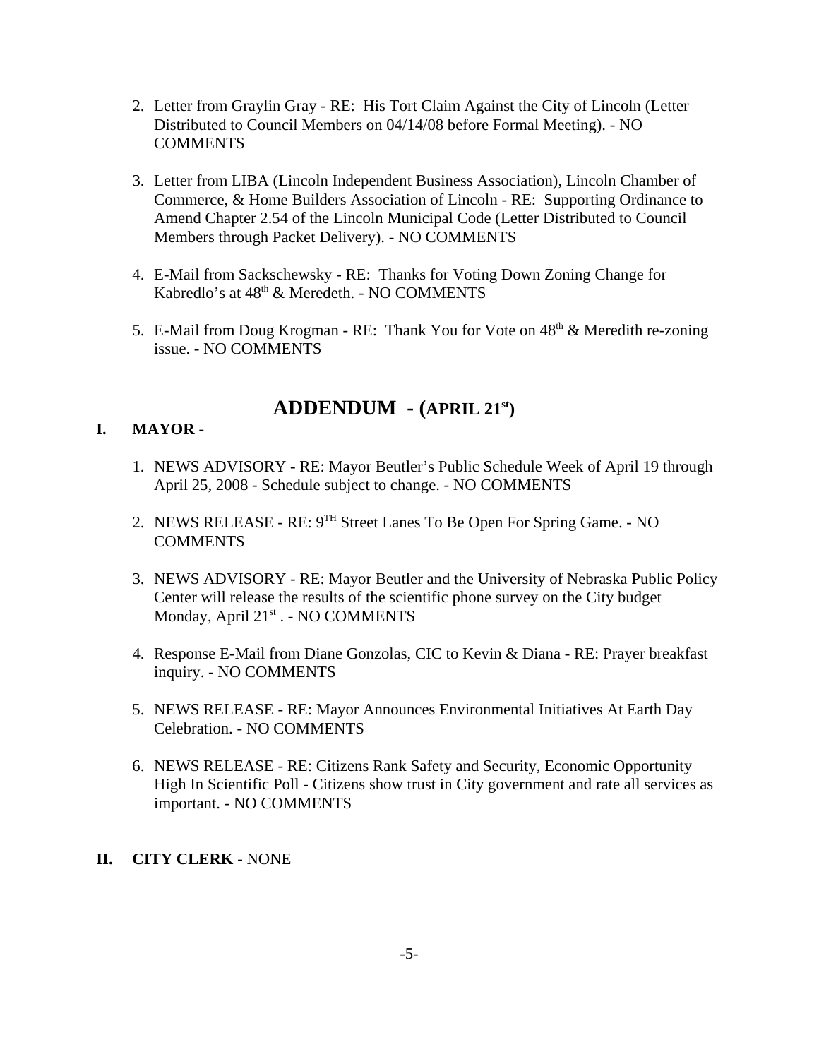2. Letter from Graylin Gray - RE: His Tort Claim Against the City of Lincoln (Letter Distributed to Council Members on 04/14/08 before Formal Meeting). - NO COMMENTS

3. Letter from LIBA (Lincoln Independent Business Association), Lincoln Chamber of Commerce, & Home Builders Association of Lincoln - RE: Supporting Ordinance to Amend Chapter 2.54 of the Lincoln Municipal Code (Letter Distributed to Council Members through Packet Delivery). - NO COMMENTS

4. E-Mail from Sackschewsky - RE: Thanks for Voting Down Zoning Change for Kabredlo's at 48th & Meredeth. - NO COMMENTS

5. E-Mail from Doug Krogman - RE: Thank You for Vote on 48th & Meredith re-zoning issue. - NO COMMENTS

## ADDENDUM - (APRIL 21st)

**I. MAYOR -**

1. NEWS ADVISORY - RE: Mayor Beutler's Public Schedule Week of April 19 through April 25, 2008 - Schedule subject to change. - NO COMMENTS

2. NEWS RELEASE - RE: 9TH Street Lanes To Be Open For Spring Game. - NO COMMENTS

3. NEWS ADVISORY - RE: Mayor Beutler and the University of Nebraska Public Policy Center will release the results of the scientific phone survey on the City budget Monday, April 21st . - NO COMMENTS

4. Response E-Mail from Diane Gonzolas, CIC to Kevin & Diana - RE: Prayer breakfast inquiry. - NO COMMENTS

5. NEWS RELEASE - RE: Mayor Announces Environmental Initiatives At Earth Day Celebration. - NO COMMENTS

6. NEWS RELEASE - RE: Citizens Rank Safety and Security, Economic Opportunity High In Scientific Poll - Citizens show trust in City government and rate all services as important. - NO COMMENTS

**II. CITY CLERK -** NONE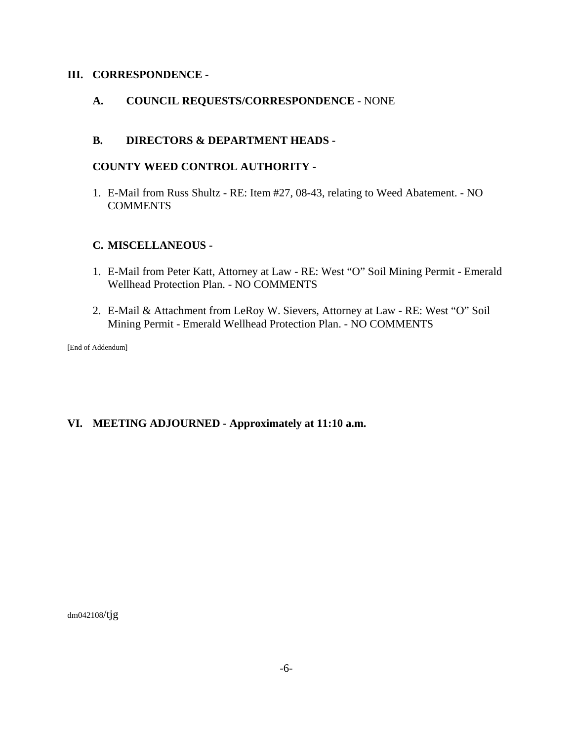## III. CORRESPONDENCE -

### A. COUNCIL REQUESTS/CORRESPONDENCE - NONE

### B. DIRECTORS & DEPARTMENT HEADS -

### COUNTY WEED CONTROL AUTHORITY -

1. E-Mail from Russ Shultz - RE: Item #27, 08-43, relating to Weed Abatement. - NO COMMENTS

### C. MISCELLANEOUS -

1. E-Mail from Peter Katt, Attorney at Law - RE: West "O" Soil Mining Permit - Emerald Wellhead Protection Plan. - NO COMMENTS
2. E-Mail & Attachment from LeRoy W. Sievers, Attorney at Law - RE: West "O" Soil Mining Permit - Emerald Wellhead Protection Plan. - NO COMMENTS

[End of Addendum]

## VI. MEETING ADJOURNED - Approximately at 11:10 a.m.

dm042108/tjg